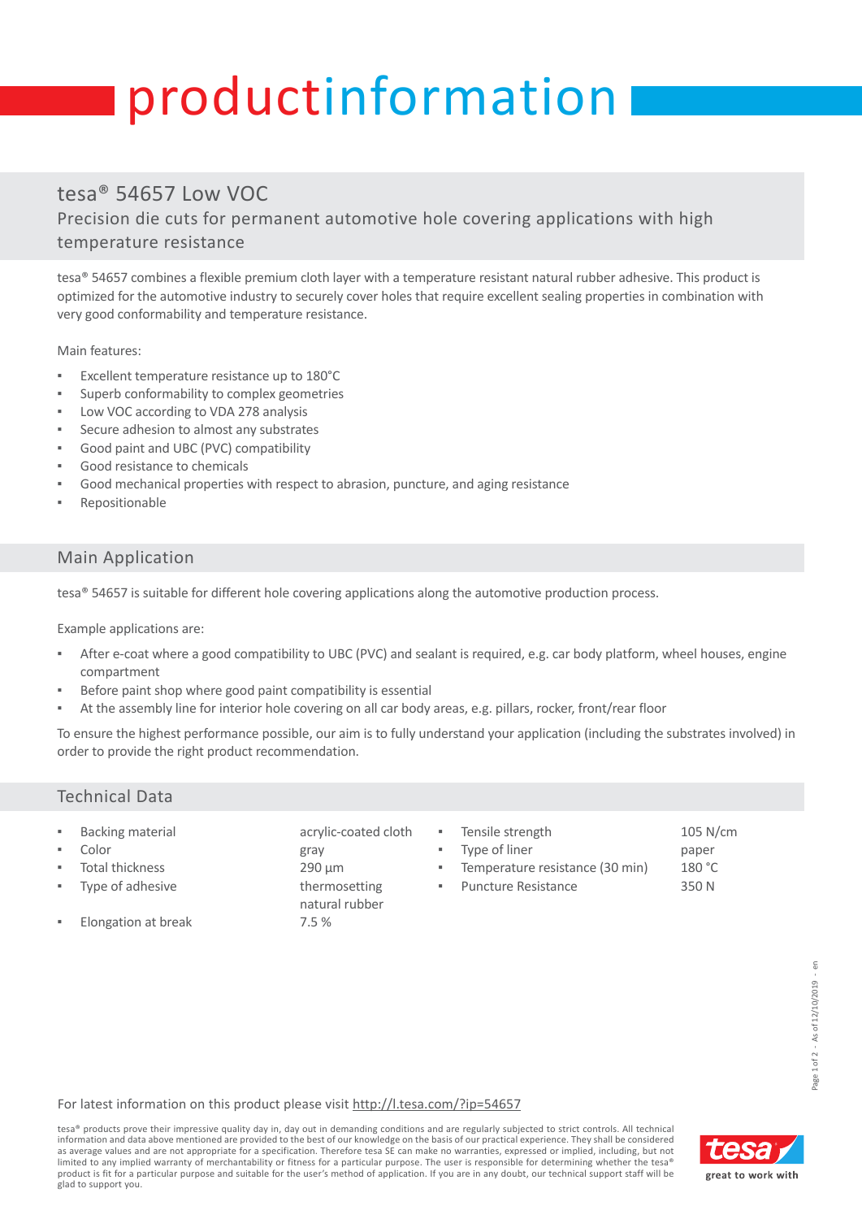# productinformation

## tesa® 54657 Low VOC

### Precision die cuts for permanent automotive hole covering applications with high temperature resistance

tesa® 54657 combines a flexible premium cloth layer with a temperature resistant natural rubber adhesive. This product is optimized for the automotive industry to securely cover holes that require excellent sealing properties in combination with very good conformability and temperature resistance.

Main features:

- Excellent temperature resistance up to 180°C
- Superb conformability to complex geometries
- Low VOC according to VDA 278 analysis
- Secure adhesion to almost any substrates
- Good paint and UBC (PVC) compatibility
- Good resistance to chemicals
- Good mechanical properties with respect to abrasion, puncture, and aging resistance
- Repositionable

## Main Application

tesa® 54657 is suitable for different hole covering applications along the automotive production process.

Example applications are:

- After e-coat where a good compatibility to UBC (PVC) and sealant is required, e.g. car body platform, wheel houses, engine compartment
- Before paint shop where good paint compatibility is essential
- At the assembly line for interior hole covering on all car body areas, e.g. pillars, rocker, front/rear floor

To ensure the highest performance possible, our aim is to fully understand your application (including the substrates involved) in order to provide the right product recommendation.

## Technical Data

- Backing material: acrylic-coated cloth
- Color: gray
- Total thickness: 290 µm
- Type of adhesive: thermosetting natural rubber
- Elongation at break: 7.5 %
- Tensile strength: 105 N/cm
- Type of liner: paper
- Temperature resistance (30 min): 180 °C
- Puncture Resistance: 350 N

For latest information on this product please visit http://l.tesa.com/?ip=54657

tesa® products prove their impressive quality day in, day out in demanding conditions and are regularly subjected to strict controls. All technical information and data above mentioned are provided to the best of our knowledge on the basis of our practical experience. They shall be considered as average values and are not appropriate for a specification. Therefore tesa SE can make no warranties, expressed or implied, including, but not limited to any implied warranty of merchantability or fitness for a particular purpose. The user is responsible for determining whether the tesa® product is fit for a particular purpose and suitable for the user's method of application. If you are in any doubt, our technical support staff will be glad to support you.

tesa — great to work with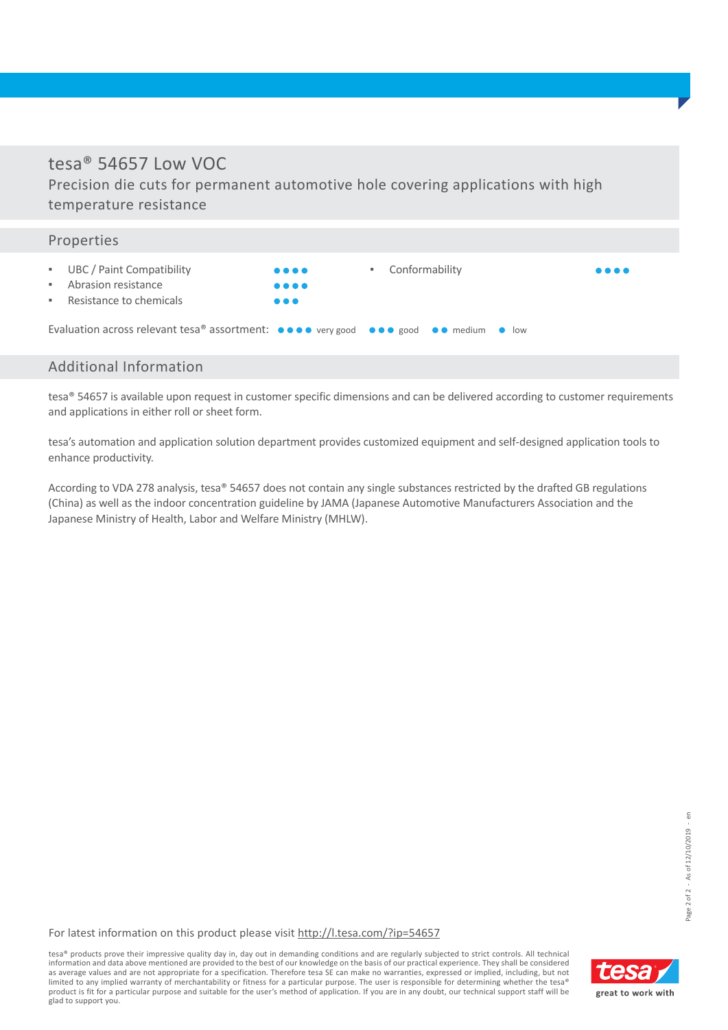# tesa® 54657 Low VOC

Precision die cuts for permanent automotive hole covering applications with high temperature resistance

## Properties

| | | | |
|---|---|---|---|
| UBC / Paint Compatibility | ●●●● | Conformability | ●●●● |
| Abrasion resistance | ●●●● | | |
| Resistance to chemicals | ●●● | | |

Evaluation across relevant tesa® assortment: ●●●● very good ●●● good ●● medium ● low

## Additional Information

tesa® 54657 is available upon request in customer specific dimensions and can be delivered according to customer requirements and applications in either roll or sheet form.

tesa's automation and application solution department provides customized equipment and self-designed application tools to enhance productivity.

According to VDA 278 analysis, tesa® 54657 does not contain any single substances restricted by the drafted GB regulations (China) as well as the indoor concentration guideline by JAMA (Japanese Automotive Manufacturers Association and the Japanese Ministry of Health, Labor and Welfare Ministry (MHLW).

For latest information on this product please visit http://l.tesa.com/?ip=54657

tesa® products prove their impressive quality day in, day out in demanding conditions and are regularly subjected to strict controls. All technical information and data above mentioned are provided to the best of our knowledge on the basis of our practical experience. They shall be considered as average values and are not appropriate for a specification. Therefore tesa SE can make no warranties, expressed or implied, including, but not limited to any implied warranty of merchantability or fitness for a particular purpose. The user is responsible for determining whether the tesa® product is fit for a particular purpose and suitable for the user's method of application. If you are in any doubt, our technical support staff will be glad to support you.

tesa great to work with